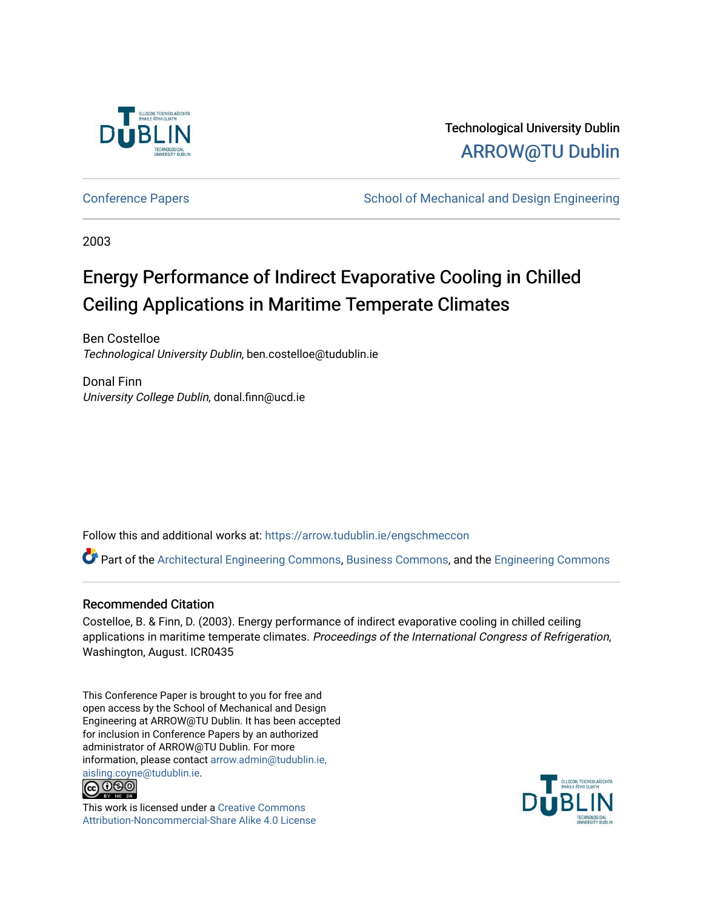Technological University Dublin

ARROW@TU Dublin

Conference Papers | School of Mechanical and Design Engineering

2003

# Energy Performance of Indirect Evaporative Cooling in Chilled Ceiling Applications in Maritime Temperate Climates

Ben Costelloe
*Technological University Dublin*, ben.costelloe@tudublin.ie

Donal Finn
*University College Dublin*, donal.finn@ucd.ie

Follow this and additional works at: https://arrow.tudublin.ie/engschmeccon

Part of the Architectural Engineering Commons, Business Commons, and the Engineering Commons

## Recommended Citation

Costelloe, B. & Finn, D. (2003). Energy performance of indirect evaporative cooling in chilled ceiling applications in maritime temperate climates. *Proceedings of the International Congress of Refrigeration*, Washington, August. ICR0435

This Conference Paper is brought to you for free and open access by the School of Mechanical and Design Engineering at ARROW@TU Dublin. It has been accepted for inclusion in Conference Papers by an authorized administrator of ARROW@TU Dublin. For more information, please contact arrow.admin@tudublin.ie, aisling.coyne@tudublin.ie.

This work is licensed under a Creative Commons Attribution-Noncommercial-Share Alike 4.0 License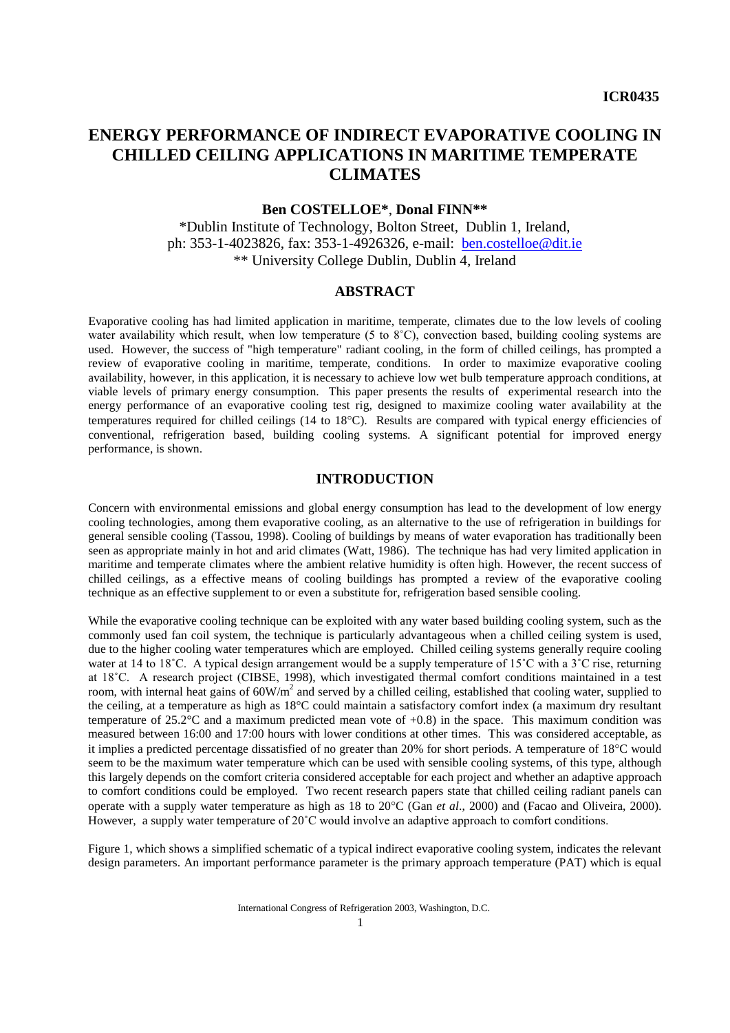ICR0435

# ENERGY PERFORMANCE OF INDIRECT EVAPORATIVE COOLING IN CHILLED CEILING APPLICATIONS IN MARITIME TEMPERATE CLIMATES

**Ben COSTELLOE\***, **Donal FINN\*\***

\*Dublin Institute of Technology, Bolton Street, Dublin 1, Ireland, ph: 353-1-4023826, fax: 353-1-4926326, e-mail: ben.costelloe@dit.ie

\*\* University College Dublin, Dublin 4, Ireland

## ABSTRACT

Evaporative cooling has had limited application in maritime, temperate, climates due to the low levels of cooling water availability which result, when low temperature (5 to 8˚C), convection based, building cooling systems are used. However, the success of "high temperature" radiant cooling, in the form of chilled ceilings, has prompted a review of evaporative cooling in maritime, temperate, conditions. In order to maximize evaporative cooling availability, however, in this application, it is necessary to achieve low wet bulb temperature approach conditions, at viable levels of primary energy consumption. This paper presents the results of experimental research into the energy performance of an evaporative cooling test rig, designed to maximize cooling water availability at the temperatures required for chilled ceilings (14 to 18°C). Results are compared with typical energy efficiencies of conventional, refrigeration based, building cooling systems. A significant potential for improved energy performance, is shown.

## INTRODUCTION

Concern with environmental emissions and global energy consumption has lead to the development of low energy cooling technologies, among them evaporative cooling, as an alternative to the use of refrigeration in buildings for general sensible cooling (Tassou, 1998). Cooling of buildings by means of water evaporation has traditionally been seen as appropriate mainly in hot and arid climates (Watt, 1986). The technique has had very limited application in maritime and temperate climates where the ambient relative humidity is often high. However, the recent success of chilled ceilings, as a effective means of cooling buildings has prompted a review of the evaporative cooling technique as an effective supplement to or even a substitute for, refrigeration based sensible cooling.

While the evaporative cooling technique can be exploited with any water based building cooling system, such as the commonly used fan coil system, the technique is particularly advantageous when a chilled ceiling system is used, due to the higher cooling water temperatures which are employed. Chilled ceiling systems generally require cooling water at 14 to 18˚C. A typical design arrangement would be a supply temperature of 15˚C with a 3˚C rise, returning at 18˚C. A research project (CIBSE, 1998), which investigated thermal comfort conditions maintained in a test room, with internal heat gains of $60 W/m^2$ and served by a chilled ceiling, established that cooling water, supplied to the ceiling, at a temperature as high as 18°C could maintain a satisfactory comfort index (a maximum dry resultant temperature of 25.2°C and a maximum predicted mean vote of +0.8) in the space. This maximum condition was measured between 16:00 and 17:00 hours with lower conditions at other times. This was considered acceptable, as it implies a predicted percentage dissatisfied of no greater than 20% for short periods. A temperature of 18°C would seem to be the maximum water temperature which can be used with sensible cooling systems, of this type, although this largely depends on the comfort criteria considered acceptable for each project and whether an adaptive approach to comfort conditions could be employed. Two recent research papers state that chilled ceiling radiant panels can operate with a supply water temperature as high as 18 to 20°C (Gan *et al*., 2000) and (Facao and Oliveira, 2000). However, a supply water temperature of 20˚C would involve an adaptive approach to comfort conditions.

Figure 1, which shows a simplified schematic of a typical indirect evaporative cooling system, indicates the relevant design parameters. An important performance parameter is the primary approach temperature (PAT) which is equal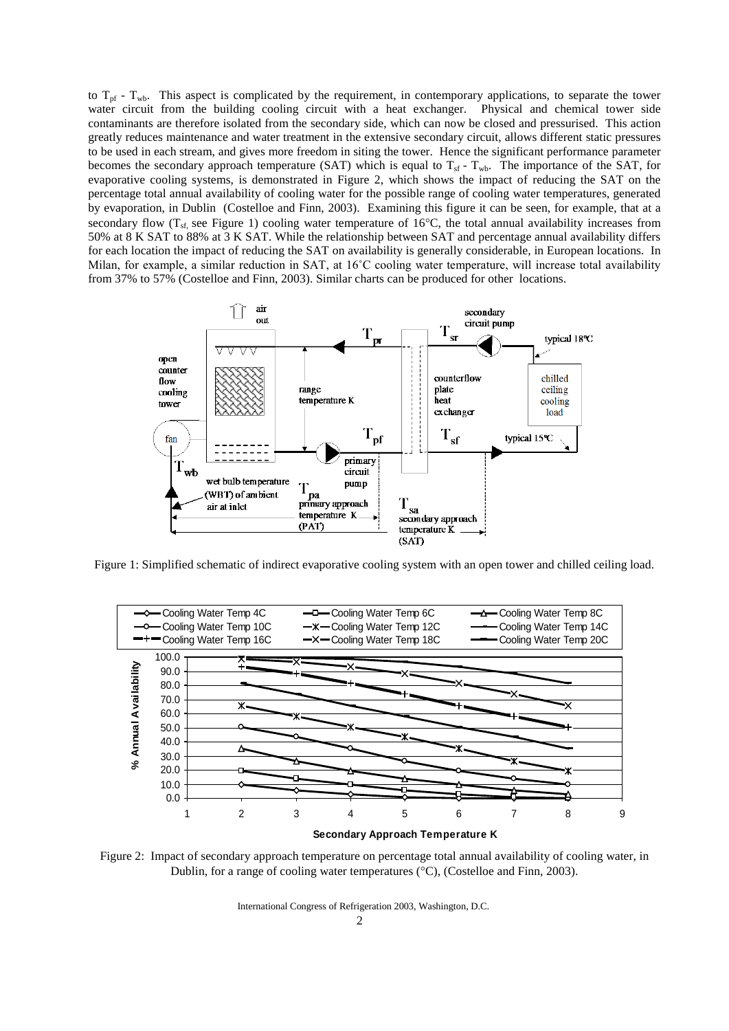to $T_{pf}$ - $T_{wb}$. This aspect is complicated by the requirement, in contemporary applications, to separate the tower water circuit from the building cooling circuit with a heat exchanger. Physical and chemical tower side contaminants are therefore isolated from the secondary side, which can now be closed and pressurised. This action greatly reduces maintenance and water treatment in the extensive secondary circuit, allows different static pressures to be used in each stream, and gives more freedom in siting the tower. Hence the significant performance parameter becomes the secondary approach temperature (SAT) which is equal to $T_{sf}$ - $T_{wb}$. The importance of the SAT, for evaporative cooling systems, is demonstrated in Figure 2, which shows the impact of reducing the SAT on the percentage total annual availability of cooling water for the possible range of cooling water temperatures, generated by evaporation, in Dublin (Costelloe and Finn, 2003). Examining this figure it can be seen, for example, that at a secondary flow ($T_{sf}$, see Figure 1) cooling water temperature of 16°C, the total annual availability increases from 50% at 8 K SAT to 88% at 3 K SAT. While the relationship between SAT and percentage annual availability differs for each location the impact of reducing the SAT on availability is generally considerable, in European locations. In Milan, for example, a similar reduction in SAT, at 16˚C cooling water temperature, will increase total availability from 37% to 57% (Costelloe and Finn, 2003). Similar charts can be produced for other locations.

air out
open counter flow cooling tower
fan
$T_{wb}$
wet bulb temperature (WBT) of ambient air at inlet
range temperature K
$T_{pr}$
$T_{pf}$
primary circuit pump
$T_{pa}$
primary approach temperature K (PAT)
counterflow plate heat exchanger
$T_{sr}$
$T_{sf}$
secondary circuit pump
typical 18°C
chilled ceiling cooling load
typical 15°C
$T_{sa}$
secondary approach temperature K (SAT)

Figure 1: Simplified schematic of indirect evaporative cooling system with an open tower and chilled ceiling load.

Cooling Water Temp 4C
Cooling Water Temp 6C
Cooling Water Temp 8C
Cooling Water Temp 10C
Cooling Water Temp 12C
Cooling Water Temp 14C
Cooling Water Temp 16C
Cooling Water Temp 18C
Cooling Water Temp 20C

% Annual Availability
100.0
90.0
80.0
70.0
60.0
50.0
40.0
30.0
20.0
10.0
0.0

1 2 3 4 5 6 7 8 9

Secondary Approach Temperature K

Figure 2: Impact of secondary approach temperature on percentage total annual availability of cooling water, in Dublin, for a range of cooling water temperatures (°C), (Costelloe and Finn, 2003).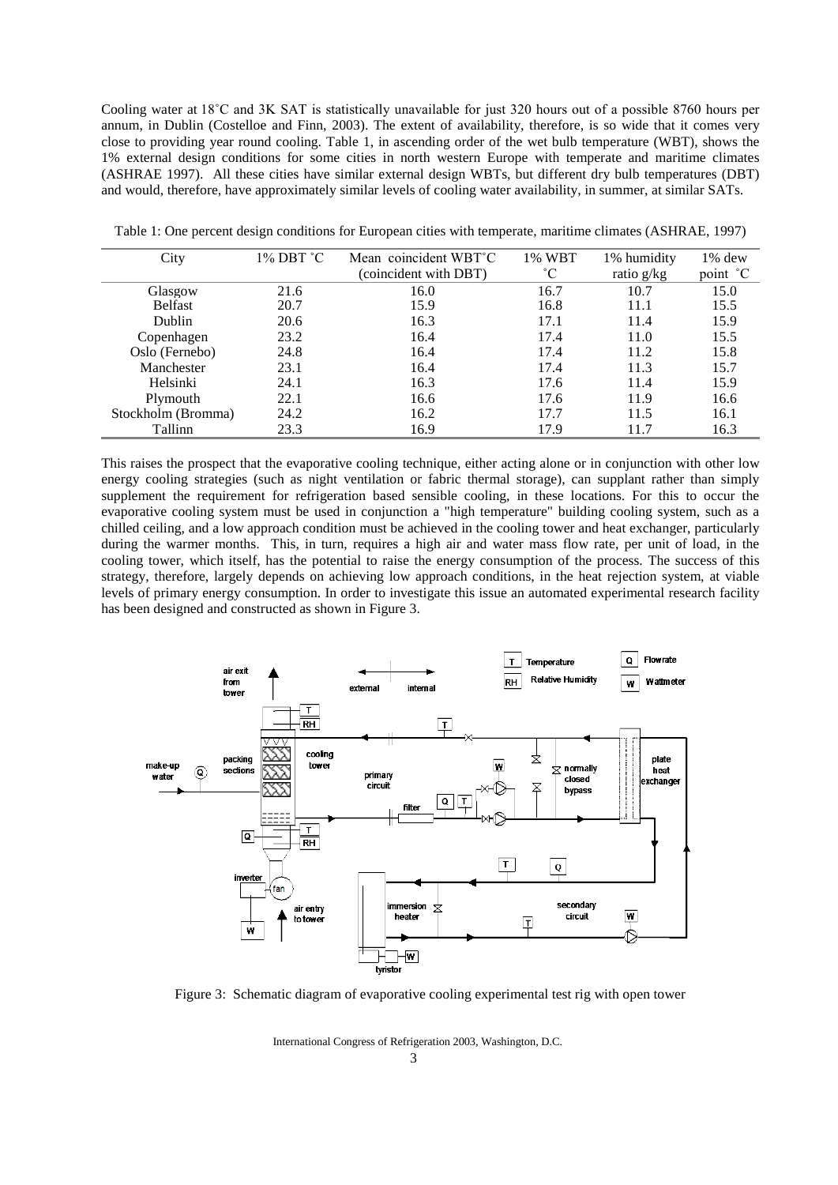Cooling water at 18˚C and 3K SAT is statistically unavailable for just 320 hours out of a possible 8760 hours per annum, in Dublin (Costelloe and Finn, 2003). The extent of availability, therefore, is so wide that it comes very close to providing year round cooling. Table 1, in ascending order of the wet bulb temperature (WBT), shows the 1% external design conditions for some cities in north western Europe with temperate and maritime climates (ASHRAE 1997). All these cities have similar external design WBTs, but different dry bulb temperatures (DBT) and would, therefore, have approximately similar levels of cooling water availability, in summer, at similar SATs.

Table 1: One percent design conditions for European cities with temperate, maritime climates (ASHRAE, 1997)

| City | 1% DBT ˚C | Mean coincident WBT˚C (coincident with DBT) | 1% WBT ˚C | 1% humidity ratio g/kg | 1% dew point ˚C |
|---|---|---|---|---|---|
| Glasgow | 21.6 | 16.0 | 16.7 | 10.7 | 15.0 |
| Belfast | 20.7 | 15.9 | 16.8 | 11.1 | 15.5 |
| Dublin | 20.6 | 16.3 | 17.1 | 11.4 | 15.9 |
| Copenhagen | 23.2 | 16.4 | 17.4 | 11.0 | 15.5 |
| Oslo (Fernebo) | 24.8 | 16.4 | 17.4 | 11.2 | 15.8 |
| Manchester | 23.1 | 16.4 | 17.4 | 11.3 | 15.7 |
| Helsinki | 24.1 | 16.3 | 17.6 | 11.4 | 15.9 |
| Plymouth | 22.1 | 16.6 | 17.6 | 11.9 | 16.6 |
| Stockholm (Bromma) | 24.2 | 16.2 | 17.7 | 11.5 | 16.1 |
| Tallinn | 23.3 | 16.9 | 17.9 | 11.7 | 16.3 |

This raises the prospect that the evaporative cooling technique, either acting alone or in conjunction with other low energy cooling strategies (such as night ventilation or fabric thermal storage), can supplant rather than simply supplement the requirement for refrigeration based sensible cooling, in these locations. For this to occur the evaporative cooling system must be used in conjunction a "high temperature" building cooling system, such as a chilled ceiling, and a low approach condition must be achieved in the cooling tower and heat exchanger, particularly during the warmer months. This, in turn, requires a high air and water mass flow rate, per unit of load, in the cooling tower, which itself, has the potential to raise the energy consumption of the process. The success of this strategy, therefore, largely depends on achieving low approach conditions, in the heat rejection system, at viable levels of primary energy consumption. In order to investigate this issue an automated experimental research facility has been designed and constructed as shown in Figure 3.

T Temperature
RH Relative Humidity
Q Flowrate
W Wattmeter
air exit from tower
external
internal
make-up water
packing sections
cooling tower
primary circuit
filter
normally closed bypass
plate heat exchanger
inverter
fan
air entry to tower
immersion heater
secondary circuit
tyristor

Figure 3: Schematic diagram of evaporative cooling experimental test rig with open tower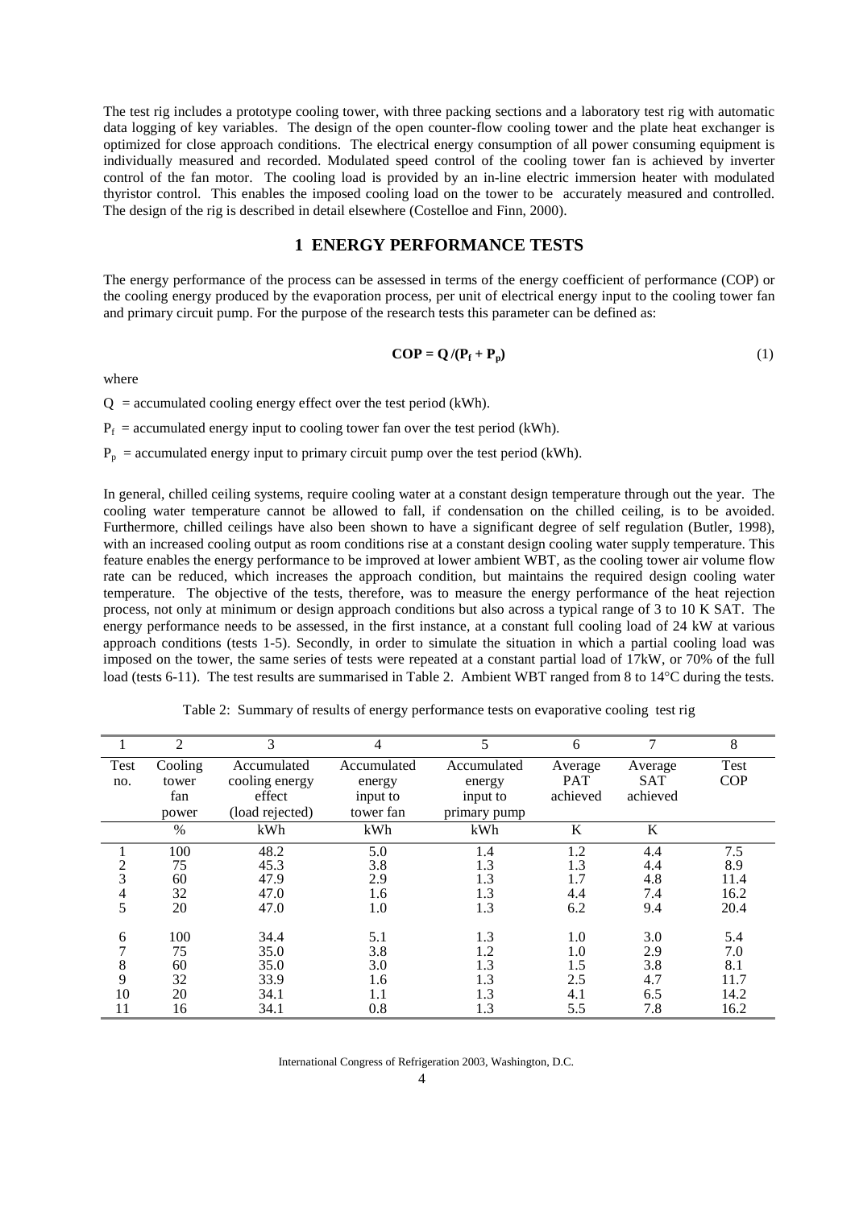The test rig includes a prototype cooling tower, with three packing sections and a laboratory test rig with automatic data logging of key variables. The design of the open counter-flow cooling tower and the plate heat exchanger is optimized for close approach conditions. The electrical energy consumption of all power consuming equipment is individually measured and recorded. Modulated speed control of the cooling tower fan is achieved by inverter control of the fan motor. The cooling load is provided by an in-line electric immersion heater with modulated thyristor control. This enables the imposed cooling load on the tower to be accurately measured and controlled. The design of the rig is described in detail elsewhere (Costelloe and Finn, 2000).

## 1 ENERGY PERFORMANCE TESTS

The energy performance of the process can be assessed in terms of the energy coefficient of performance (COP) or the cooling energy produced by the evaporation process, per unit of electrical energy input to the cooling tower fan and primary circuit pump. For the purpose of the research tests this parameter can be defined as:

$$\mathbf{COP = Q / (P_f + P_p)} \tag{1}$$

where

$Q$ = accumulated cooling energy effect over the test period (kWh).

$P_f$ = accumulated energy input to cooling tower fan over the test period (kWh).

$P_p$ = accumulated energy input to primary circuit pump over the test period (kWh).

In general, chilled ceiling systems, require cooling water at a constant design temperature through out the year. The cooling water temperature cannot be allowed to fall, if condensation on the chilled ceiling, is to be avoided. Furthermore, chilled ceilings have also been shown to have a significant degree of self regulation (Butler, 1998), with an increased cooling output as room conditions rise at a constant design cooling water supply temperature. This feature enables the energy performance to be improved at lower ambient WBT, as the cooling tower air volume flow rate can be reduced, which increases the approach condition, but maintains the required design cooling water temperature. The objective of the tests, therefore, was to measure the energy performance of the heat rejection process, not only at minimum or design approach conditions but also across a typical range of 3 to 10 K SAT. The energy performance needs to be assessed, in the first instance, at a constant full cooling load of 24 kW at various approach conditions (tests 1-5). Secondly, in order to simulate the situation in which a partial cooling load was imposed on the tower, the same series of tests were repeated at a constant partial load of 17kW, or 70% of the full load (tests 6-11). The test results are summarised in Table 2. Ambient WBT ranged from 8 to 14°C during the tests.

Table 2: Summary of results of energy performance tests on evaporative cooling test rig

| 1 | 2 | 3 | 4 | 5 | 6 | 7 | 8 |
|---|---|---|---|---|---|---|---|
| Test no. | Cooling tower fan power | Accumulated cooling energy effect (load rejected) | Accumulated energy input to tower fan | Accumulated energy input to primary pump | Average PAT achieved | Average SAT achieved | Test COP |
| | % | kWh | kWh | kWh | K | K | |
| 1 | 100 | 48.2 | 5.0 | 1.4 | 1.2 | 4.4 | 7.5 |
| 2 | 75 | 45.3 | 3.8 | 1.3 | 1.3 | 4.4 | 8.9 |
| 3 | 60 | 47.9 | 2.9 | 1.3 | 1.7 | 4.8 | 11.4 |
| 4 | 32 | 47.0 | 1.6 | 1.3 | 4.4 | 7.4 | 16.2 |
| 5 | 20 | 47.0 | 1.0 | 1.3 | 6.2 | 9.4 | 20.4 |
| 6 | 100 | 34.4 | 5.1 | 1.3 | 1.0 | 3.0 | 5.4 |
| 7 | 75 | 35.0 | 3.8 | 1.2 | 1.0 | 2.9 | 7.0 |
| 8 | 60 | 35.0 | 3.0 | 1.3 | 1.5 | 3.8 | 8.1 |
| 9 | 32 | 33.9 | 1.6 | 1.3 | 2.5 | 4.7 | 11.7 |
| 10 | 20 | 34.1 | 1.1 | 1.3 | 4.1 | 6.5 | 14.2 |
| 11 | 16 | 34.1 | 0.8 | 1.3 | 5.5 | 7.8 | 16.2 |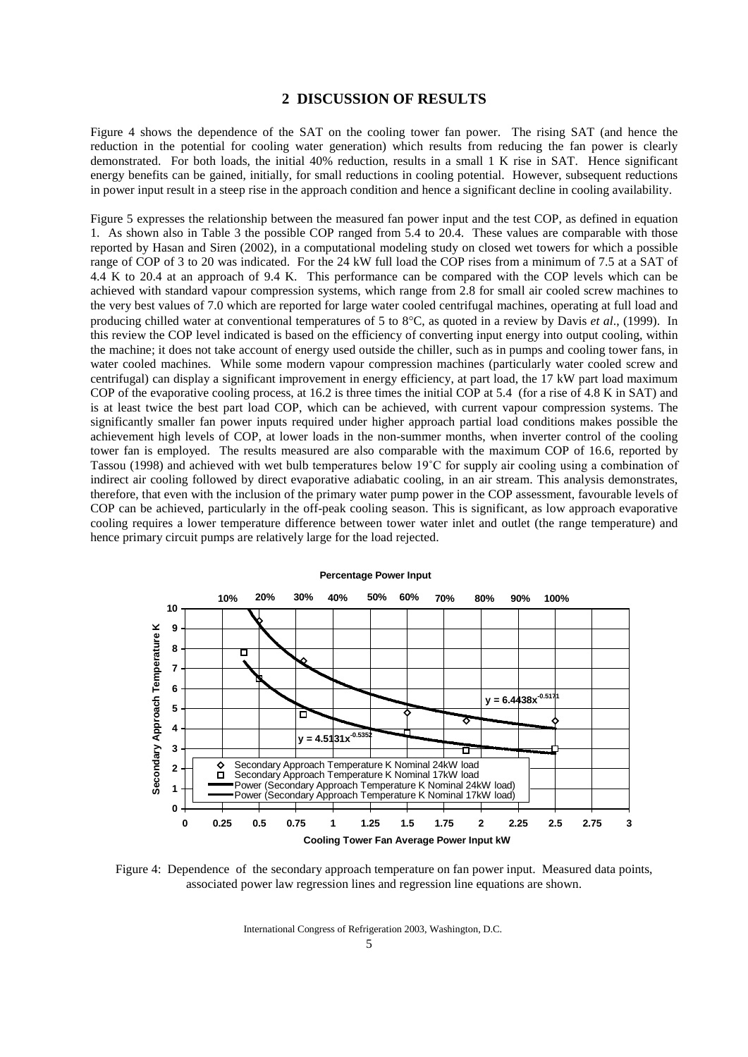## 2 DISCUSSION OF RESULTS

Figure 4 shows the dependence of the SAT on the cooling tower fan power. The rising SAT (and hence the reduction in the potential for cooling water generation) which results from reducing the fan power is clearly demonstrated. For both loads, the initial 40% reduction, results in a small 1 K rise in SAT. Hence significant energy benefits can be gained, initially, for small reductions in cooling potential. However, subsequent reductions in power input result in a steep rise in the approach condition and hence a significant decline in cooling availability.

Figure 5 expresses the relationship between the measured fan power input and the test COP, as defined in equation 1. As shown also in Table 3 the possible COP ranged from 5.4 to 20.4. These values are comparable with those reported by Hasan and Siren (2002), in a computational modeling study on closed wet towers for which a possible range of COP of 3 to 20 was indicated. For the 24 kW full load the COP rises from a minimum of 7.5 at a SAT of 4.4 K to 20.4 at an approach of 9.4 K. This performance can be compared with the COP levels which can be achieved with standard vapour compression systems, which range from 2.8 for small air cooled screw machines to the very best values of 7.0 which are reported for large water cooled centrifugal machines, operating at full load and producing chilled water at conventional temperatures of 5 to 8°C, as quoted in a review by Davis *et al*., (1999). In this review the COP level indicated is based on the efficiency of converting input energy into output cooling, within the machine; it does not take account of energy used outside the chiller, such as in pumps and cooling tower fans, in water cooled machines. While some modern vapour compression machines (particularly water cooled screw and centrifugal) can display a significant improvement in energy efficiency, at part load, the 17 kW part load maximum COP of the evaporative cooling process, at 16.2 is three times the initial COP at 5.4 (for a rise of 4.8 K in SAT) and is at least twice the best part load COP, which can be achieved, with current vapour compression systems. The significantly smaller fan power inputs required under higher approach partial load conditions makes possible the achievement high levels of COP, at lower loads in the non-summer months, when inverter control of the cooling tower fan is employed. The results measured are also comparable with the maximum COP of 16.6, reported by Tassou (1998) and achieved with wet bulb temperatures below 19˚C for supply air cooling using a combination of indirect air cooling followed by direct evaporative adiabatic cooling, in an air stream. This analysis demonstrates, therefore, that even with the inclusion of the primary water pump power in the COP assessment, favourable levels of COP can be achieved, particularly in the off-peak cooling season. This is significant, as low approach evaporative cooling requires a lower temperature difference between tower water inlet and outlet (the range temperature) and hence primary circuit pumps are relatively large for the load rejected.

Percentage Power Input

10% 20% 30% 40% 50% 60% 70% 80% 90% 100%

Secondary Approach Temperature K

Cooling Tower Fan Average Power Input kW

$y = 6.4438x^{-0.5171}$

$y = 4.5131x^{-0.5352}$

Secondary Approach Temperature K Nominal 24kW load
Secondary Approach Temperature K Nominal 17kW load
Power (Secondary Approach Temperature K Nominal 24kW load)
Power (Secondary Approach Temperature K Nominal 17kW load)

Figure 4: Dependence of the secondary approach temperature on fan power input. Measured data points, associated power law regression lines and regression line equations are shown.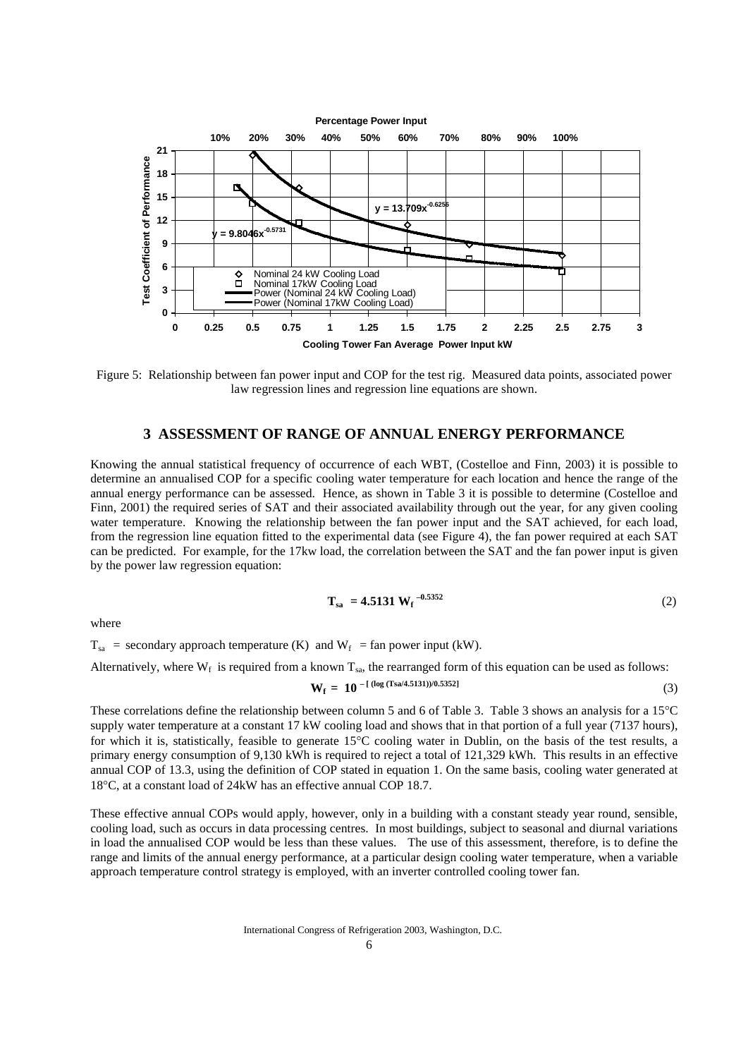Percentage Power Input

10% 20% 30% 40% 50% 60% 70% 80% 90% 100%

Test Coefficient of Performance

21, 18, 15, 12, 9, 6, 3, 0

0, 0.25, 0.5, 0.75, 1, 1.25, 1.5, 1.75, 2, 2.25, 2.5, 2.75, 3

Cooling Tower Fan Average Power Input kW

y = 13.709x^-0.6256

y = 9.8046x^-0.5731

Nominal 24 kW Cooling Load

Nominal 17kW Cooling Load

Power (Nominal 24 kW Cooling Load)

Power (Nominal 17kW Cooling Load)

Figure 5: Relationship between fan power input and COP for the test rig. Measured data points, associated power law regression lines and regression line equations are shown.

## 3 ASSESSMENT OF RANGE OF ANNUAL ENERGY PERFORMANCE

Knowing the annual statistical frequency of occurrence of each WBT, (Costelloe and Finn, 2003) it is possible to determine an annualised COP for a specific cooling water temperature for each location and hence the range of the annual energy performance can be assessed. Hence, as shown in Table 3 it is possible to determine (Costelloe and Finn, 2001) the required series of SAT and their associated availability through out the year, for any given cooling water temperature. Knowing the relationship between the fan power input and the SAT achieved, for each load, from the regression line equation fitted to the experimental data (see Figure 4), the fan power required at each SAT can be predicted. For example, for the 17kw load, the correlation between the SAT and the fan power input is given by the power law regression equation:

$$\mathbf{T_{sa} = 4.5131\ W_f^{\ -0.5352}} \tag{2}$$

where

$T_{sa}$ = secondary approach temperature (K) and $W_f$ = fan power input (kW).

Alternatively, where $W_f$ is required from a known $T_{sa}$, the rearranged form of this equation can be used as follows:

$$\mathbf{W_f = 10^{-[(\log(T_{sa}/4.5131))/0.5352]}} \tag{3}$$

These correlations define the relationship between column 5 and 6 of Table 3. Table 3 shows an analysis for a 15°C supply water temperature at a constant 17 kW cooling load and shows that in that portion of a full year (7137 hours), for which it is, statistically, feasible to generate 15°C cooling water in Dublin, on the basis of the test results, a primary energy consumption of 9,130 kWh is required to reject a total of 121,329 kWh. This results in an effective annual COP of 13.3, using the definition of COP stated in equation 1. On the same basis, cooling water generated at 18°C, at a constant load of 24kW has an effective annual COP 18.7.

These effective annual COPs would apply, however, only in a building with a constant steady year round, sensible, cooling load, such as occurs in data processing centres. In most buildings, subject to seasonal and diurnal variations in load the annualised COP would be less than these values. The use of this assessment, therefore, is to define the range and limits of the annual energy performance, at a particular design cooling water temperature, when a variable approach temperature control strategy is employed, with an inverter controlled cooling tower fan.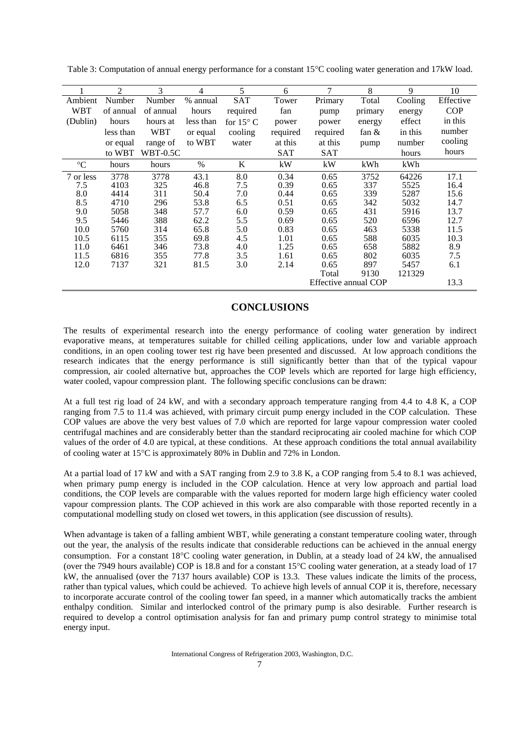Table 3: Computation of annual energy performance for a constant 15°C cooling water generation and 17kW load.

| 1 | 2 | 3 | 4 | 5 | 6 | 7 | 8 | 9 | 10 |
|---|---|---|---|---|---|---|---|---|---|
| Ambient WBT (Dublin) | Number of annual hours less than or equal to WBT | Number of annual hours at WBT range of WBT-0.5C | % annual hours less than or equal to WBT | SAT required for 15° C cooling water | Tower fan power required at this SAT | Primary pump power required at this SAT | Total primary fan & pump energy | Cooling energy effect in this number hours | Effective COP in this number cooling hours |
| °C | hours | hours | % | K | kW | kW | kWh | kWh | |
| 7 or less | 3778 | 3778 | 43.1 | 8.0 | 0.34 | 0.65 | 3752 | 64226 | 17.1 |
| 7.5 | 4103 | 325 | 46.8 | 7.5 | 0.39 | 0.65 | 337 | 5525 | 16.4 |
| 8.0 | 4414 | 311 | 50.4 | 7.0 | 0.44 | 0.65 | 339 | 5287 | 15.6 |
| 8.5 | 4710 | 296 | 53.8 | 6.5 | 0.51 | 0.65 | 342 | 5032 | 14.7 |
| 9.0 | 5058 | 348 | 57.7 | 6.0 | 0.59 | 0.65 | 431 | 5916 | 13.7 |
| 9.5 | 5446 | 388 | 62.2 | 5.5 | 0.69 | 0.65 | 520 | 6596 | 12.7 |
| 10.0 | 5760 | 314 | 65.8 | 5.0 | 0.83 | 0.65 | 463 | 5338 | 11.5 |
| 10.5 | 6115 | 355 | 69.8 | 4.5 | 1.01 | 0.65 | 588 | 6035 | 10.3 |
| 11.0 | 6461 | 346 | 73.8 | 4.0 | 1.25 | 0.65 | 658 | 5882 | 8.9 |
| 11.5 | 6816 | 355 | 77.8 | 3.5 | 1.61 | 0.65 | 802 | 6035 | 7.5 |
| 12.0 | 7137 | 321 | 81.5 | 3.0 | 2.14 | 0.65 | 897 | 5457 | 6.1 |
| | | | | | | Total | 9130 | 121329 | |
| | | | | | | Effective annual COP | | | 13.3 |

## CONCLUSIONS

The results of experimental research into the energy performance of cooling water generation by indirect evaporative means, at temperatures suitable for chilled ceiling applications, under low and variable approach conditions, in an open cooling tower test rig have been presented and discussed. At low approach conditions the research indicates that the energy performance is still significantly better than that of the typical vapour compression, air cooled alternative but, approaches the COP levels which are reported for large high efficiency, water cooled, vapour compression plant. The following specific conclusions can be drawn:

At a full test rig load of 24 kW, and with a secondary approach temperature ranging from 4.4 to 4.8 K, a COP ranging from 7.5 to 11.4 was achieved, with primary circuit pump energy included in the COP calculation. These COP values are above the very best values of 7.0 which are reported for large vapour compression water cooled centrifugal machines and are considerably better than the standard reciprocating air cooled machine for which COP values of the order of 4.0 are typical, at these conditions. At these approach conditions the total annual availability of cooling water at 15°C is approximately 80% in Dublin and 72% in London.

At a partial load of 17 kW and with a SAT ranging from 2.9 to 3.8 K, a COP ranging from 5.4 to 8.1 was achieved, when primary pump energy is included in the COP calculation. Hence at very low approach and partial load conditions, the COP levels are comparable with the values reported for modern large high efficiency water cooled vapour compression plants. The COP achieved in this work are also comparable with those reported recently in a computational modelling study on closed wet towers, in this application (see discussion of results).

When advantage is taken of a falling ambient WBT, while generating a constant temperature cooling water, through out the year, the analysis of the results indicate that considerable reductions can be achieved in the annual energy consumption. For a constant 18°C cooling water generation, in Dublin, at a steady load of 24 kW, the annualised (over the 7949 hours available) COP is 18.8 and for a constant 15°C cooling water generation, at a steady load of 17 kW, the annualised (over the 7137 hours available) COP is 13.3. These values indicate the limits of the process, rather than typical values, which could be achieved. To achieve high levels of annual COP it is, therefore, necessary to incorporate accurate control of the cooling tower fan speed, in a manner which automatically tracks the ambient enthalpy condition. Similar and interlocked control of the primary pump is also desirable. Further research is required to develop a control optimisation analysis for fan and primary pump control strategy to minimise total energy input.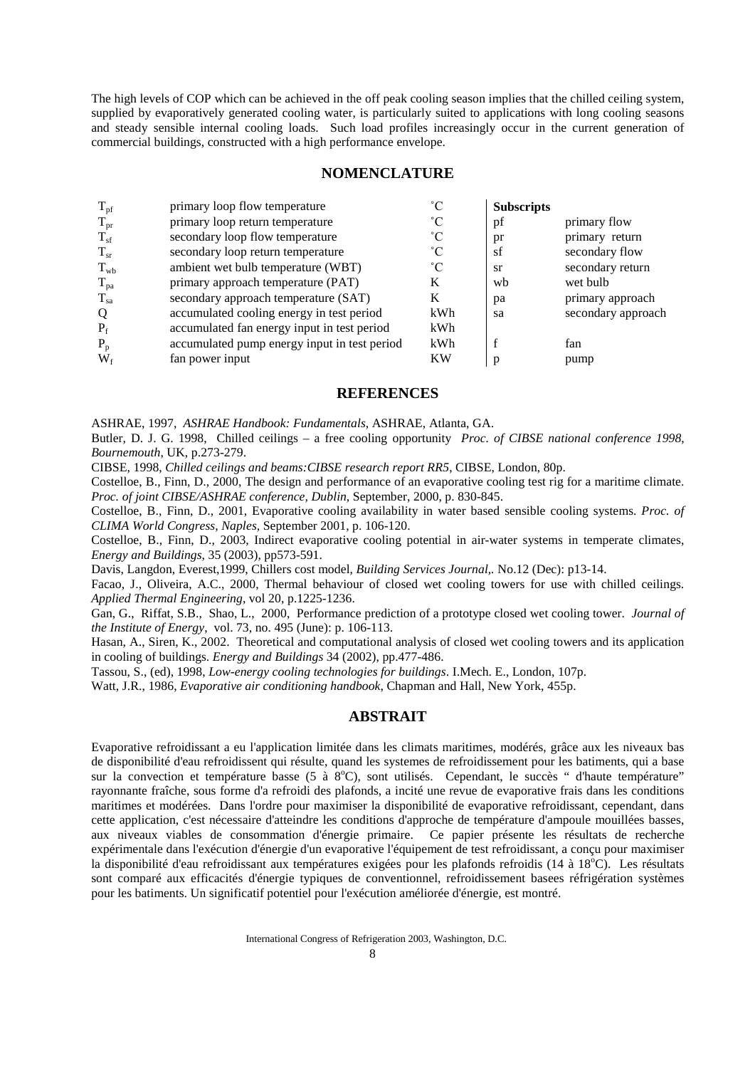The high levels of COP which can be achieved in the off peak cooling season implies that the chilled ceiling system, supplied by evaporatively generated cooling water, is particularly suited to applications with long cooling seasons and steady sensible internal cooling loads. Such load profiles increasingly occur in the current generation of commercial buildings, constructed with a high performance envelope.

## NOMENCLATURE

| | | | **Subscripts** | |
|---|---|---|---|---|
| $T_{pf}$ | primary loop flow temperature | ˚C | pf | primary flow |
| $T_{pr}$ | primary loop return temperature | ˚C | pr | primary return |
| $T_{sf}$ | secondary loop flow temperature | ˚C | sf | secondary flow |
| $T_{sr}$ | secondary loop return temperature | ˚C | sr | secondary return |
| $T_{wb}$ | ambient wet bulb temperature (WBT) | ˚C | wb | wet bulb |
| $T_{pa}$ | primary approach temperature (PAT) | K | pa | primary approach |
| $T_{sa}$ | secondary approach temperature (SAT) | K | sa | secondary approach |
| Q | accumulated cooling energy in test period | kWh | | |
| $P_f$ | accumulated fan energy input in test period | kWh | | |
| $P_p$ | accumulated pump energy input in test period | kWh | f | fan |
| $W_f$ | fan power input | KW | p | pump |

## REFERENCES

ASHRAE, 1997, *ASHRAE Handbook: Fundamentals*, ASHRAE, Atlanta, GA.

Butler, D. J. G. 1998, Chilled ceilings – a free cooling opportunity *Proc. of CIBSE national conference 1998, Bournemouth*, UK, p.273-279.

CIBSE, 1998, *Chilled ceilings and beams:CIBSE research report RR5*, CIBSE, London, 80p.

Costelloe, B., Finn, D., 2000, The design and performance of an evaporative cooling test rig for a maritime climate. *Proc. of joint CIBSE/ASHRAE conference, Dublin*, September, 2000, p. 830-845.

Costelloe, B., Finn, D., 2001, Evaporative cooling availability in water based sensible cooling systems. *Proc. of CLIMA World Congress, Naples*, September 2001, p. 106-120.

Costelloe, B., Finn, D., 2003, Indirect evaporative cooling potential in air-water systems in temperate climates, *Energy and Buildings*, 35 (2003), pp573-591.

Davis, Langdon, Everest,1999, Chillers cost model, *Building Services Journal*,. No.12 (Dec): p13-14.

Facao, J., Oliveira, A.C., 2000, Thermal behaviour of closed wet cooling towers for use with chilled ceilings. *Applied Thermal Engineering*, vol 20, p.1225-1236.

Gan, G., Riffat, S.B., Shao, L., 2000, Performance prediction of a prototype closed wet cooling tower. *Journal of the Institute of Energy*, vol. 73, no. 495 (June): p. 106-113.

Hasan, A., Siren, K., 2002. Theoretical and computational analysis of closed wet cooling towers and its application in cooling of buildings. *Energy and Buildings* 34 (2002), pp.477-486.

Tassou, S., (ed), 1998, *Low-energy cooling technologies for buildings*. I.Mech. E., London, 107p.

Watt, J.R., 1986, *Evaporative air conditioning handbook*, Chapman and Hall, New York, 455p.

## ABSTRAIT

Evaporative refroidissant a eu l'application limitée dans les climats maritimes, modérés, grâce aux les niveaux bas de disponibilité d'eau refroidissant qui résulte, quand les systemes de refroidissement pour les batiments, qui a base sur la convection et température basse (5 à 8°C), sont utilisés. Cependant, le succès " d'haute température" rayonnante fraîche, sous forme d'a refroidi des plafonds, a incité une revue de evaporative frais dans les conditions maritimes et modérées. Dans l'ordre pour maximiser la disponibilité de evaporative refroidissant, cependant, dans cette application, c'est nécessaire d'atteindre les conditions d'approche de température d'ampoule mouillées basses, aux niveaux viables de consommation d'énergie primaire. Ce papier présente les résultats de recherche expérimentale dans l'exécution d'énergie d'un evaporative l'équipement de test refroidissant, a conçu pour maximiser la disponibilité d'eau refroidissant aux températures exigées pour les plafonds refroidis (14 à 18°C). Les résultats sont comparé aux efficacités d'énergie typiques de conventionnel, refroidissement basees réfrigération systèmes pour les batiments. Un significatif potentiel pour l'exécution améliorée d'énergie, est montré.